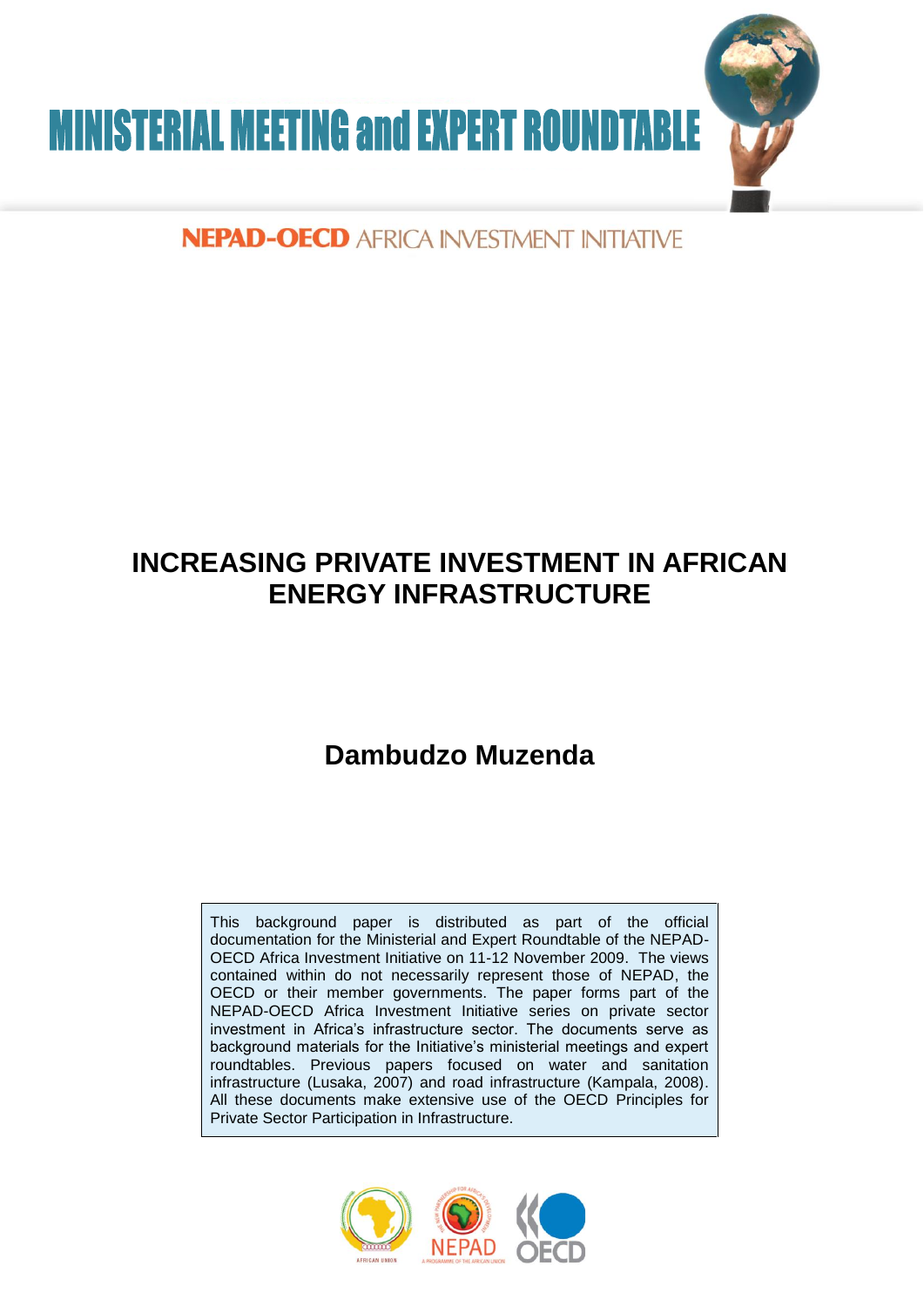MINISTERIAL MEETING and EXPERT ROUNDTABLE

NEPAD-OECD AFRICA INVESTMENT INITIATIVE

# INCREASING PRIVATE INVESTMENT IN AFRICAN ENERGY INFRASTRUCTURE

## Dambudzo Muzenda

This background paper is distributed as part of the official documentation for the Ministerial and Expert Roundtable of the NEPAD-OECD Africa Investment Initiative on 11-12 November 2009. The views contained within do not necessarily represent those of NEPAD, the OECD or their member governments. The paper forms part of the NEPAD-OECD Africa Investment Initiative series on private sector investment in Africa's infrastructure sector. The documents serve as background materials for the Initiative's ministerial meetings and expert roundtables. Previous papers focused on water and sanitation infrastructure (Lusaka, 2007) and road infrastructure (Kampala, 2008). All these documents make extensive use of the OECD Principles for Private Sector Participation in Infrastructure.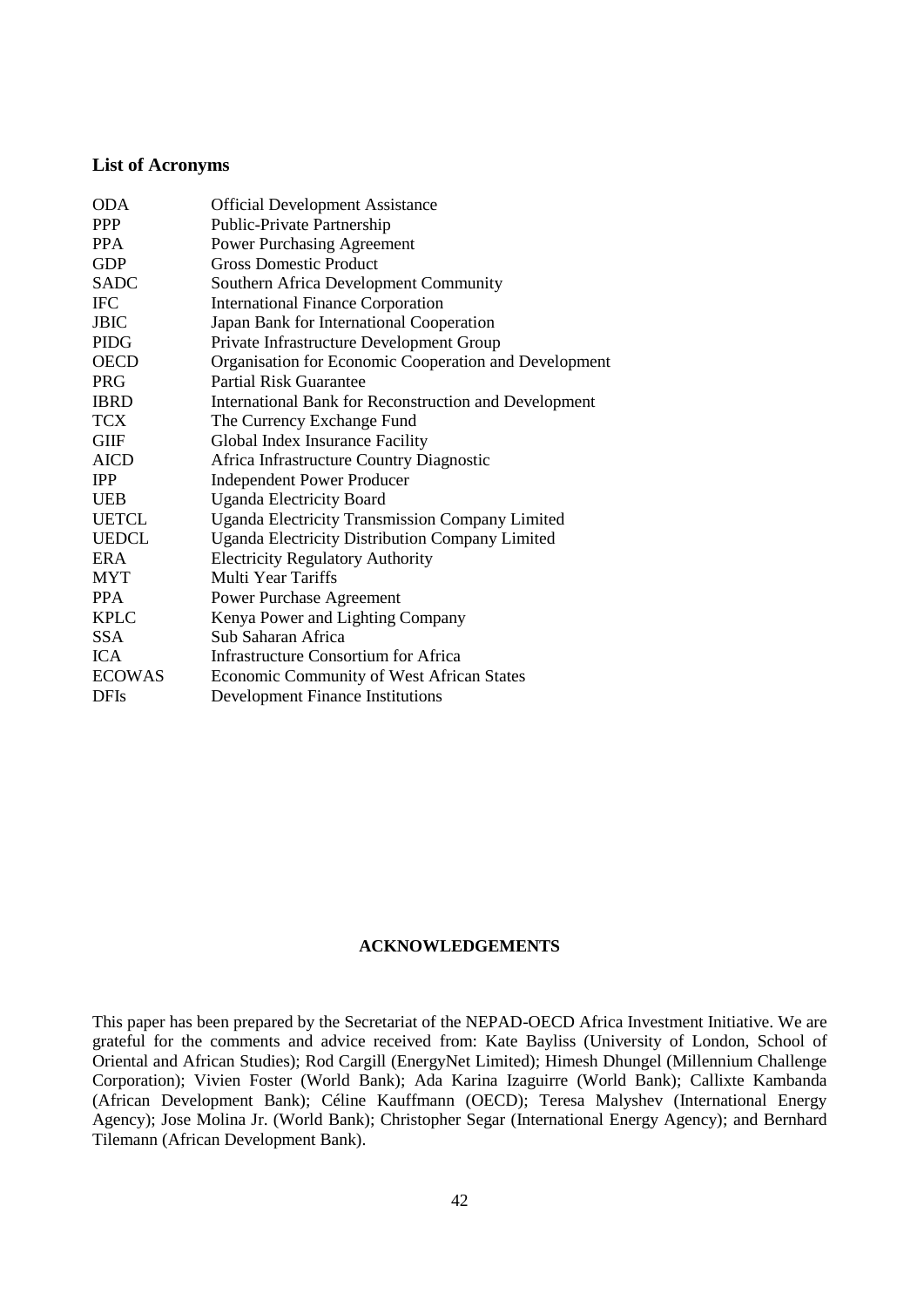## List of Acronyms

| | |
|---|---|
| ODA | Official Development Assistance |
| PPP | Public-Private Partnership |
| PPA | Power Purchasing Agreement |
| GDP | Gross Domestic Product |
| SADC | Southern Africa Development Community |
| IFC | International Finance Corporation |
| JBIC | Japan Bank for International Cooperation |
| PIDG | Private Infrastructure Development Group |
| OECD | Organisation for Economic Cooperation and Development |
| PRG | Partial Risk Guarantee |
| IBRD | International Bank for Reconstruction and Development |
| TCX | The Currency Exchange Fund |
| GIIF | Global Index Insurance Facility |
| AICD | Africa Infrastructure Country Diagnostic |
| IPP | Independent Power Producer |
| UEB | Uganda Electricity Board |
| UETCL | Uganda Electricity Transmission Company Limited |
| UEDCL | Uganda Electricity Distribution Company Limited |
| ERA | Electricity Regulatory Authority |
| MYT | Multi Year Tariffs |
| PPA | Power Purchase Agreement |
| KPLC | Kenya Power and Lighting Company |
| SSA | Sub Saharan Africa |
| ICA | Infrastructure Consortium for Africa |
| ECOWAS | Economic Community of West African States |
| DFIs | Development Finance Institutions |

**ACKNOWLEDGEMENTS**

This paper has been prepared by the Secretariat of the NEPAD-OECD Africa Investment Initiative. We are grateful for the comments and advice received from: Kate Bayliss (University of London, School of Oriental and African Studies); Rod Cargill (EnergyNet Limited); Himesh Dhungel (Millennium Challenge Corporation); Vivien Foster (World Bank); Ada Karina Izaguirre (World Bank); Callixte Kambanda (African Development Bank); Céline Kauffmann (OECD); Teresa Malyshev (International Energy Agency); Jose Molina Jr. (World Bank); Christopher Segar (International Energy Agency); and Bernhard Tilemann (African Development Bank).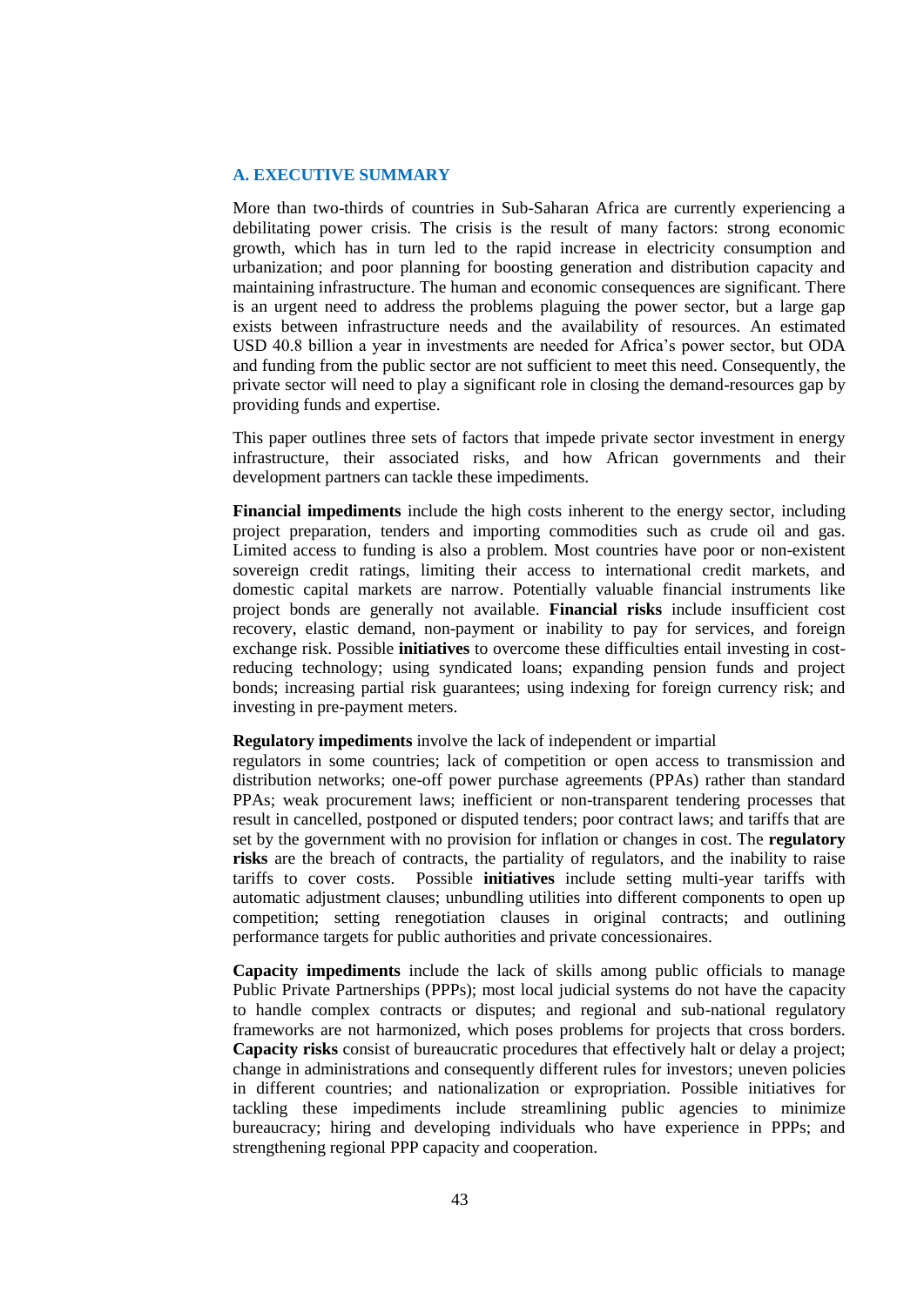## A. EXECUTIVE SUMMARY

More than two-thirds of countries in Sub-Saharan Africa are currently experiencing a debilitating power crisis. The crisis is the result of many factors: strong economic growth, which has in turn led to the rapid increase in electricity consumption and urbanization; and poor planning for boosting generation and distribution capacity and maintaining infrastructure. The human and economic consequences are significant. There is an urgent need to address the problems plaguing the power sector, but a large gap exists between infrastructure needs and the availability of resources. An estimated USD 40.8 billion a year in investments are needed for Africa's power sector, but ODA and funding from the public sector are not sufficient to meet this need. Consequently, the private sector will need to play a significant role in closing the demand-resources gap by providing funds and expertise.

This paper outlines three sets of factors that impede private sector investment in energy infrastructure, their associated risks, and how African governments and their development partners can tackle these impediments.

**Financial impediments** include the high costs inherent to the energy sector, including project preparation, tenders and importing commodities such as crude oil and gas. Limited access to funding is also a problem. Most countries have poor or non-existent sovereign credit ratings, limiting their access to international credit markets, and domestic capital markets are narrow. Potentially valuable financial instruments like project bonds are generally not available. **Financial risks** include insufficient cost recovery, elastic demand, non-payment or inability to pay for services, and foreign exchange risk. Possible **initiatives** to overcome these difficulties entail investing in cost-reducing technology; using syndicated loans; expanding pension funds and project bonds; increasing partial risk guarantees; using indexing for foreign currency risk; and investing in pre-payment meters.

**Regulatory impediments** involve the lack of independent or impartial regulators in some countries; lack of competition or open access to transmission and distribution networks; one-off power purchase agreements (PPAs) rather than standard PPAs; weak procurement laws; inefficient or non-transparent tendering processes that result in cancelled, postponed or disputed tenders; poor contract laws; and tariffs that are set by the government with no provision for inflation or changes in cost. The **regulatory risks** are the breach of contracts, the partiality of regulators, and the inability to raise tariffs to cover costs. Possible **initiatives** include setting multi-year tariffs with automatic adjustment clauses; unbundling utilities into different components to open up competition; setting renegotiation clauses in original contracts; and outlining performance targets for public authorities and private concessionaires.

**Capacity impediments** include the lack of skills among public officials to manage Public Private Partnerships (PPPs); most local judicial systems do not have the capacity to handle complex contracts or disputes; and regional and sub-national regulatory frameworks are not harmonized, which poses problems for projects that cross borders. **Capacity risks** consist of bureaucratic procedures that effectively halt or delay a project; change in administrations and consequently different rules for investors; uneven policies in different countries; and nationalization or expropriation. Possible initiatives for tackling these impediments include streamlining public agencies to minimize bureaucracy; hiring and developing individuals who have experience in PPPs; and strengthening regional PPP capacity and cooperation.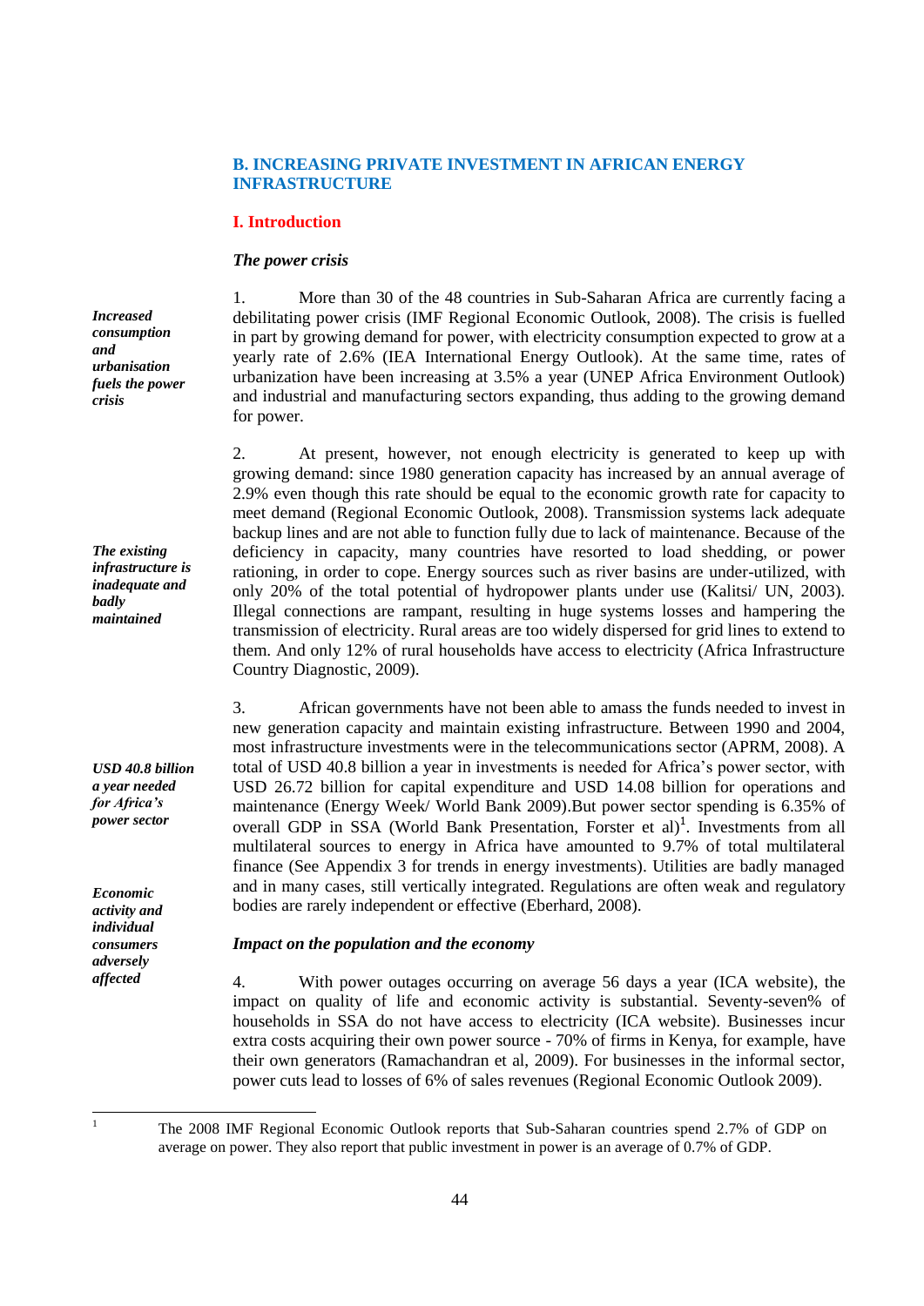## B. INCREASING PRIVATE INVESTMENT IN AFRICAN ENERGY INFRASTRUCTURE

### I. Introduction

#### *The power crisis*

***Increased consumption and urbanisation fuels the power crisis***

1. More than 30 of the 48 countries in Sub-Saharan Africa are currently facing a debilitating power crisis (IMF Regional Economic Outlook, 2008). The crisis is fuelled in part by growing demand for power, with electricity consumption expected to grow at a yearly rate of 2.6% (IEA International Energy Outlook). At the same time, rates of urbanization have been increasing at 3.5% a year (UNEP Africa Environment Outlook) and industrial and manufacturing sectors expanding, thus adding to the growing demand for power.

***The existing infrastructure is inadequate and badly maintained***

2. At present, however, not enough electricity is generated to keep up with growing demand: since 1980 generation capacity has increased by an annual average of 2.9% even though this rate should be equal to the economic growth rate for capacity to meet demand (Regional Economic Outlook, 2008). Transmission systems lack adequate backup lines and are not able to function fully due to lack of maintenance. Because of the deficiency in capacity, many countries have resorted to load shedding, or power rationing, in order to cope. Energy sources such as river basins are under-utilized, with only 20% of the total potential of hydropower plants under use (Kalitsi/ UN, 2003). Illegal connections are rampant, resulting in huge systems losses and hampering the transmission of electricity. Rural areas are too widely dispersed for grid lines to extend to them. And only 12% of rural households have access to electricity (Africa Infrastructure Country Diagnostic, 2009).

***USD 40.8 billion a year needed for Africa's power sector***

3. African governments have not been able to amass the funds needed to invest in new generation capacity and maintain existing infrastructure. Between 1990 and 2004, most infrastructure investments were in the telecommunications sector (APRM, 2008). A total of USD 40.8 billion a year in investments is needed for Africa's power sector, with USD 26.72 billion for capital expenditure and USD 14.08 billion for operations and maintenance (Energy Week/ World Bank 2009).But power sector spending is 6.35% of overall GDP in SSA (World Bank Presentation, Forster et al)[1]. Investments from all multilateral sources to energy in Africa have amounted to 9.7% of total multilateral finance (See Appendix 3 for trends in energy investments). Utilities are badly managed and in many cases, still vertically integrated. Regulations are often weak and regulatory bodies are rarely independent or effective (Eberhard, 2008).

***Economic activity and individual consumers adversely affected***

#### *Impact on the population and the economy*

4. With power outages occurring on average 56 days a year (ICA website), the impact on quality of life and economic activity is substantial. Seventy-seven% of households in SSA do not have access to electricity (ICA website). Businesses incur extra costs acquiring their own power source - 70% of firms in Kenya, for example, have their own generators (Ramachandran et al, 2009). For businesses in the informal sector, power cuts lead to losses of 6% of sales revenues (Regional Economic Outlook 2009).

---

[1] The 2008 IMF Regional Economic Outlook reports that Sub-Saharan countries spend 2.7% of GDP on average on power. They also report that public investment in power is an average of 0.7% of GDP.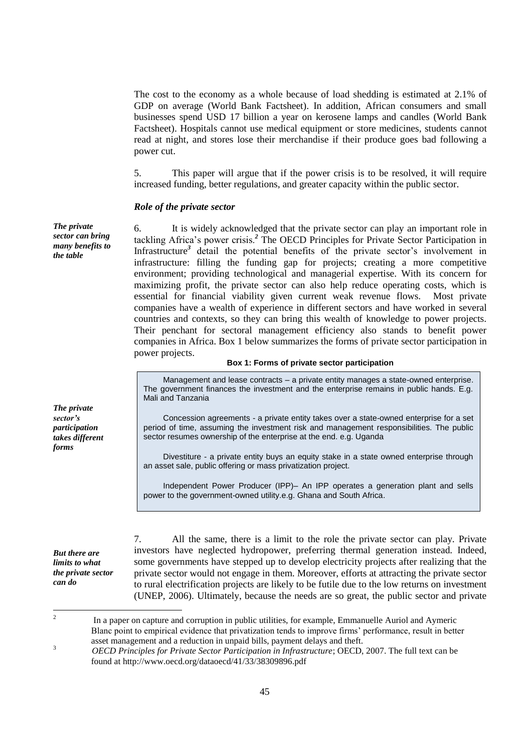The cost to the economy as a whole because of load shedding is estimated at 2.1% of GDP on average (World Bank Factsheet). In addition, African consumers and small businesses spend USD 17 billion a year on kerosene lamps and candles (World Bank Factsheet). Hospitals cannot use medical equipment or store medicines, students cannot read at night, and stores lose their merchandise if their produce goes bad following a power cut.

5. This paper will argue that if the power crisis is to be resolved, it will require increased funding, better regulations, and greater capacity within the public sector.

### *Role of the private sector*

*The private sector can bring many benefits to the table*

6. It is widely acknowledged that the private sector can play an important role in tackling Africa's power crisis.[2] The OECD Principles for Private Sector Participation in Infrastructure[3] detail the potential benefits of the private sector's involvement in infrastructure: filling the funding gap for projects; creating a more competitive environment; providing technological and managerial expertise. With its concern for maximizing profit, the private sector can also help reduce operating costs, which is essential for financial viability given current weak revenue flows. Most private companies have a wealth of experience in different sectors and have worked in several countries and contexts, so they can bring this wealth of knowledge to power projects. Their penchant for sectoral management efficiency also stands to benefit power companies in Africa. Box 1 below summarizes the forms of private sector participation in power projects.

*The private sector's participation takes different forms*

**Box 1: Forms of private sector participation**

> Management and lease contracts – a private entity manages a state-owned enterprise. The government finances the investment and the enterprise remains in public hands. E.g. Mali and Tanzania
>
> Concession agreements - a private entity takes over a state-owned enterprise for a set period of time, assuming the investment risk and management responsibilities. The public sector resumes ownership of the enterprise at the end. e.g. Uganda
>
> Divestiture - a private entity buys an equity stake in a state owned enterprise through an asset sale, public offering or mass privatization project.
>
> Independent Power Producer (IPP)– An IPP operates a generation plant and sells power to the government-owned utility.e.g. Ghana and South Africa.

*But there are limits to what the private sector can do*

7. All the same, there is a limit to the role the private sector can play. Private investors have neglected hydropower, preferring thermal generation instead. Indeed, some governments have stepped up to develop electricity projects after realizing that the private sector would not engage in them. Moreover, efforts at attracting the private sector to rural electrification projects are likely to be futile due to the low returns on investment (UNEP, 2006). Ultimately, because the needs are so great, the public sector and private

---

[2] In a paper on capture and corruption in public utilities, for example, Emmanuelle Auriol and Aymeric Blanc point to empirical evidence that privatization tends to improve firms' performance, result in better asset management and a reduction in unpaid bills, payment delays and theft.

[3] *OECD Principles for Private Sector Participation in Infrastructure*; OECD, 2007. The full text can be found at http://www.oecd.org/dataoecd/41/33/38309896.pdf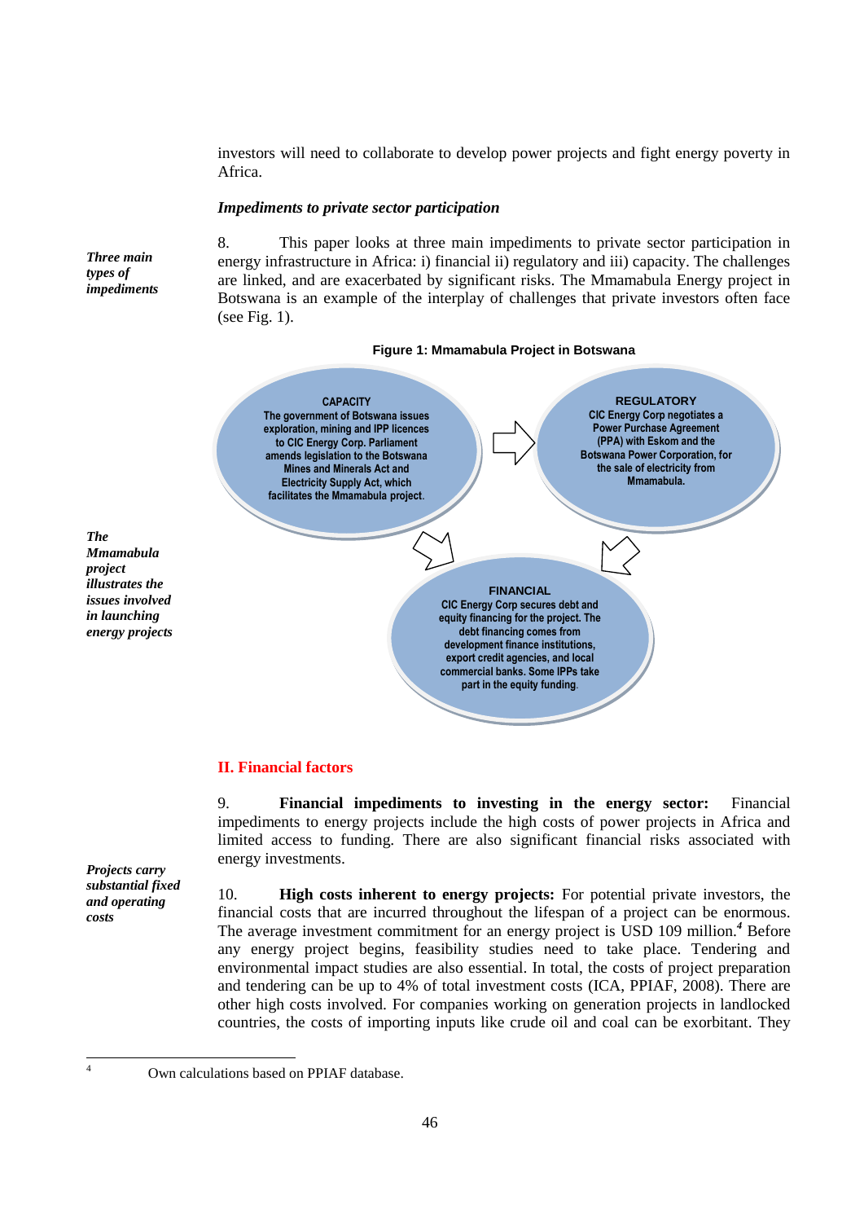investors will need to collaborate to develop power projects and fight energy poverty in Africa.

### *Impediments to private sector participation*

*Three main types of impediments*

8. This paper looks at three main impediments to private sector participation in energy infrastructure in Africa: i) financial ii) regulatory and iii) capacity. The challenges are linked, and are exacerbated by significant risks. The Mmamabula Energy project in Botswana is an example of the interplay of challenges that private investors often face (see Fig. 1).

**Figure 1: Mmamabula Project in Botswana**

**CAPACITY**
The government of Botswana issues exploration, mining and IPP licences to CIC Energy Corp. Parliament amends legislation to the Botswana Mines and Minerals Act and Electricity Supply Act, which facilitates the Mmamabula project.

**REGULATORY**
CIC Energy Corp negotiates a Power Purchase Agreement (PPA) with Eskom and the Botswana Power Corporation, for the sale of electricity from Mmamabula.

**FINANCIAL**
CIC Energy Corp secures debt and equity financing for the project. The debt financing comes from development finance institutions, export credit agencies, and local commercial banks. Some IPPs take part in the equity funding.

*The Mmamabula project illustrates the issues involved in launching energy projects*

## II. Financial factors

9. **Financial impediments to investing in the energy sector:** Financial impediments to energy projects include the high costs of power projects in Africa and limited access to funding. There are also significant financial risks associated with energy investments.

*Projects carry substantial fixed and operating costs*

10. **High costs inherent to energy projects:** For potential private investors, the financial costs that are incurred throughout the lifespan of a project can be enormous. The average investment commitment for an energy project is USD 109 million.[4] Before any energy project begins, feasibility studies need to take place. Tendering and environmental impact studies are also essential. In total, the costs of project preparation and tendering can be up to 4% of total investment costs (ICA, PPIAF, 2008). There are other high costs involved. For companies working on generation projects in landlocked countries, the costs of importing inputs like crude oil and coal can be exorbitant. They

[4] Own calculations based on PPIAF database.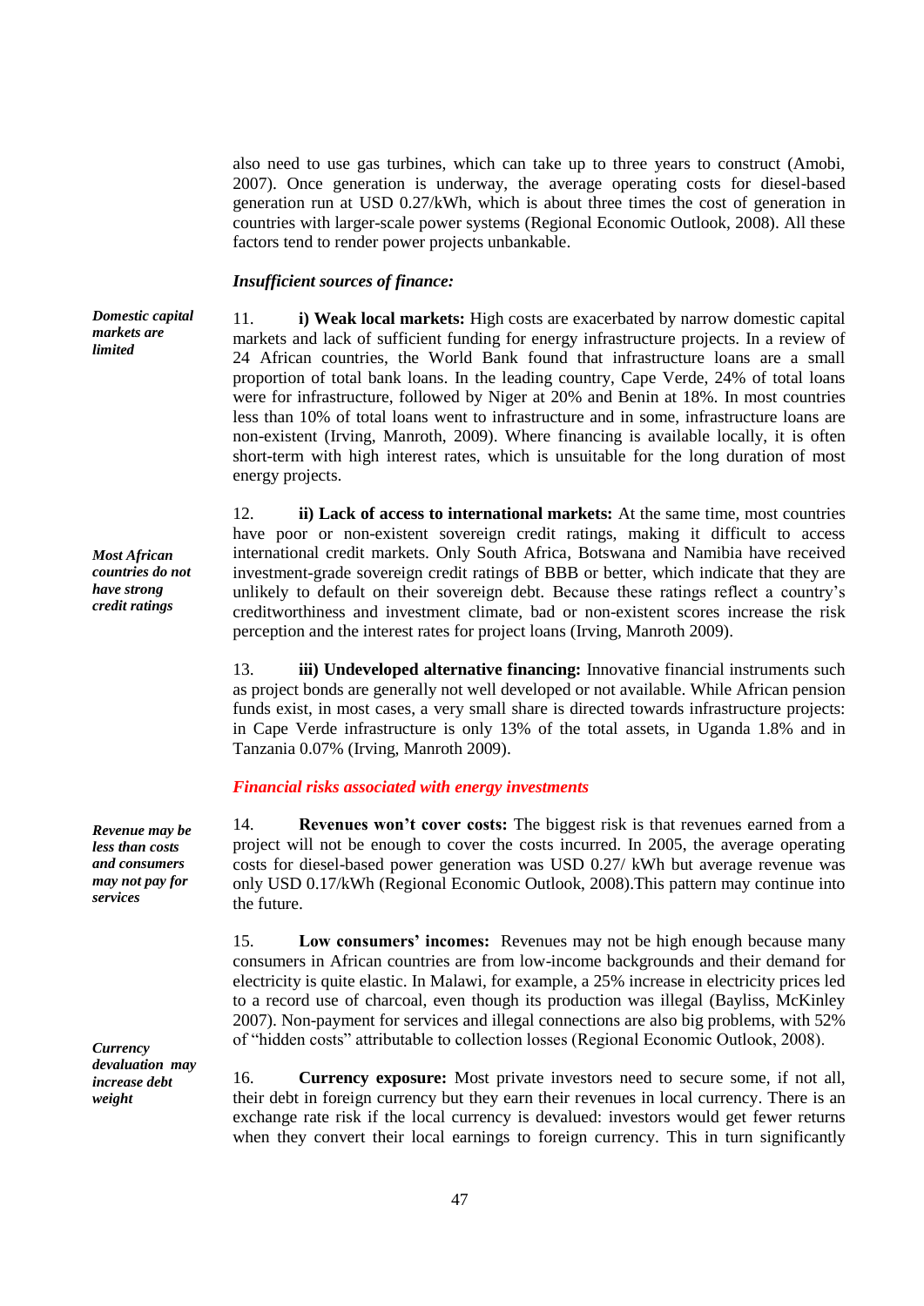also need to use gas turbines, which can take up to three years to construct (Amobi, 2007). Once generation is underway, the average operating costs for diesel-based generation run at USD 0.27/kWh, which is about three times the cost of generation in countries with larger-scale power systems (Regional Economic Outlook, 2008). All these factors tend to render power projects unbankable.

***Insufficient sources of finance:***

***Domestic capital markets are limited***

11. **i) Weak local markets:** High costs are exacerbated by narrow domestic capital markets and lack of sufficient funding for energy infrastructure projects. In a review of 24 African countries, the World Bank found that infrastructure loans are a small proportion of total bank loans. In the leading country, Cape Verde, 24% of total loans were for infrastructure, followed by Niger at 20% and Benin at 18%. In most countries less than 10% of total loans went to infrastructure and in some, infrastructure loans are non-existent (Irving, Manroth, 2009). Where financing is available locally, it is often short-term with high interest rates, which is unsuitable for the long duration of most energy projects.

***Most African countries do not have strong credit ratings***

12. **ii) Lack of access to international markets:** At the same time, most countries have poor or non-existent sovereign credit ratings, making it difficult to access international credit markets. Only South Africa, Botswana and Namibia have received investment-grade sovereign credit ratings of BBB or better, which indicate that they are unlikely to default on their sovereign debt. Because these ratings reflect a country's creditworthiness and investment climate, bad or non-existent scores increase the risk perception and the interest rates for project loans (Irving, Manroth 2009).

13. **iii) Undeveloped alternative financing:** Innovative financial instruments such as project bonds are generally not well developed or not available. While African pension funds exist, in most cases, a very small share is directed towards infrastructure projects: in Cape Verde infrastructure is only 13% of the total assets, in Uganda 1.8% and in Tanzania 0.07% (Irving, Manroth 2009).

***Financial risks associated with energy investments***

***Revenue may be less than costs and consumers may not pay for services***

14. **Revenues won't cover costs:** The biggest risk is that revenues earned from a project will not be enough to cover the costs incurred. In 2005, the average operating costs for diesel-based power generation was USD 0.27/ kWh but average revenue was only USD 0.17/kWh (Regional Economic Outlook, 2008).This pattern may continue into the future.

15. **Low consumers' incomes:** Revenues may not be high enough because many consumers in African countries are from low-income backgrounds and their demand for electricity is quite elastic. In Malawi, for example, a 25% increase in electricity prices led to a record use of charcoal, even though its production was illegal (Bayliss, McKinley 2007). Non-payment for services and illegal connections are also big problems, with 52% of "hidden costs" attributable to collection losses (Regional Economic Outlook, 2008).

***Currency devaluation may increase debt weight***

16. **Currency exposure:** Most private investors need to secure some, if not all, their debt in foreign currency but they earn their revenues in local currency. There is an exchange rate risk if the local currency is devalued: investors would get fewer returns when they convert their local earnings to foreign currency. This in turn significantly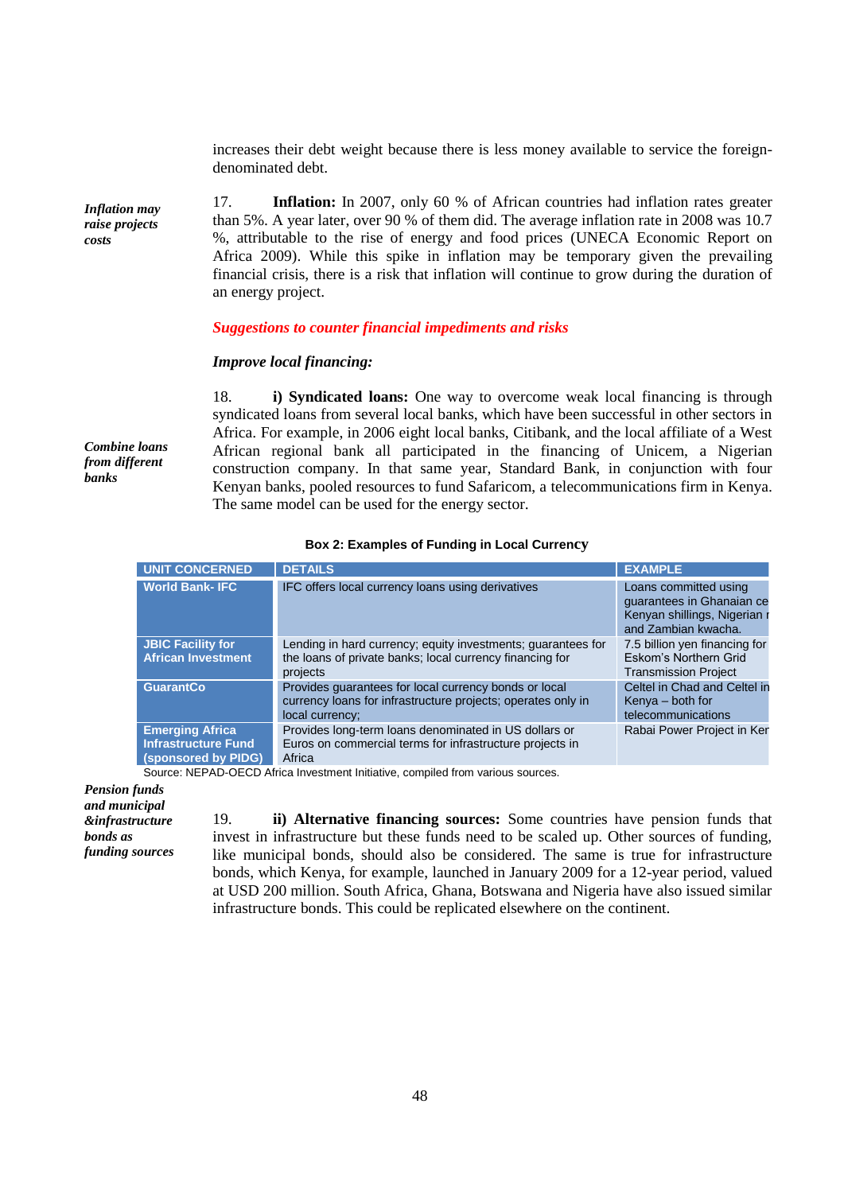increases their debt weight because there is less money available to service the foreign-denominated debt.

*Inflation may raise projects costs*

17. **Inflation:** In 2007, only 60 % of African countries had inflation rates greater than 5%. A year later, over 90 % of them did. The average inflation rate in 2008 was 10.7 %, attributable to the rise of energy and food prices (UNECA Economic Report on Africa 2009). While this spike in inflation may be temporary given the prevailing financial crisis, there is a risk that inflation will continue to grow during the duration of an energy project.

***Suggestions to counter financial impediments and risks***

***Improve local financing:***

*Combine loans from different banks*

18. **i) Syndicated loans:** One way to overcome weak local financing is through syndicated loans from several local banks, which have been successful in other sectors in Africa. For example, in 2006 eight local banks, Citibank, and the local affiliate of a West African regional bank all participated in the financing of Unicem, a Nigerian construction company. In that same year, Standard Bank, in conjunction with four Kenyan banks, pooled resources to fund Safaricom, a telecommunications firm in Kenya. The same model can be used for the energy sector.

**Box 2: Examples of Funding in Local Currency**

| UNIT CONCERNED | DETAILS | EXAMPLE |
|---|---|---|
| World Bank- IFC | IFC offers local currency loans using derivatives | Loans committed using guarantees in Ghanaian ce Kenyan shillings, Nigerian r and Zambian kwacha. |
| JBIC Facility for African Investment | Lending in hard currency; equity investments; guarantees for the loans of private banks; local currency financing for projects | 7.5 billion yen financing for Eskom's Northern Grid Transmission Project |
| GuarantCo | Provides guarantees for local currency bonds or local currency loans for infrastructure projects; operates only in local currency; | Celtel in Chad and Celtel in Kenya – both for telecommunications |
| Emerging Africa Infrastructure Fund (sponsored by PIDG) | Provides long-term loans denominated in US dollars or Euros on commercial terms for infrastructure projects in Africa | Rabai Power Project in Ker |

Source: NEPAD-OECD Africa Investment Initiative, compiled from various sources.

*Pension funds and municipal &infrastructure bonds as funding sources*

19. **ii) Alternative financing sources:** Some countries have pension funds that invest in infrastructure but these funds need to be scaled up. Other sources of funding, like municipal bonds, should also be considered. The same is true for infrastructure bonds, which Kenya, for example, launched in January 2009 for a 12-year period, valued at USD 200 million. South Africa, Ghana, Botswana and Nigeria have also issued similar infrastructure bonds. This could be replicated elsewhere on the continent.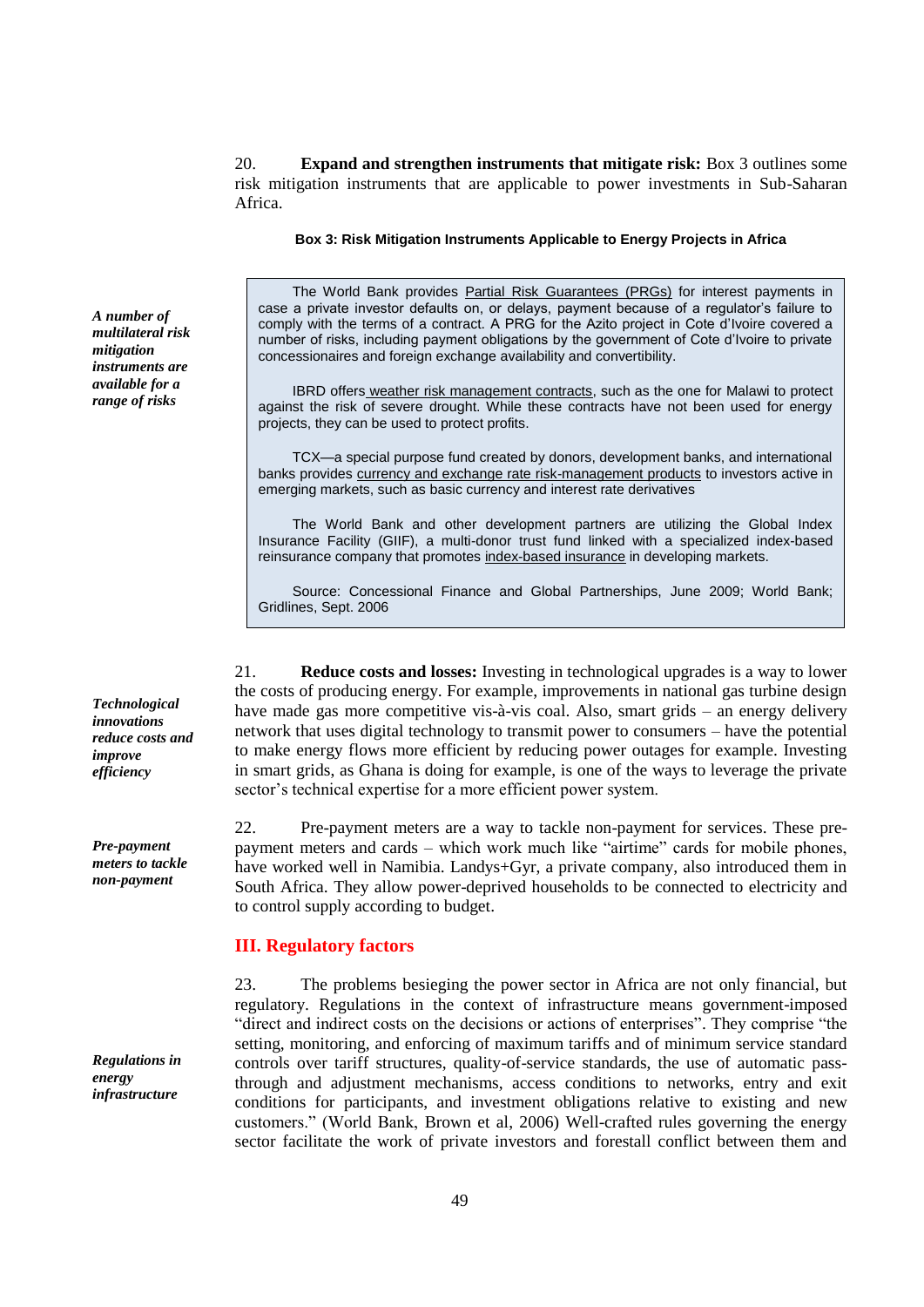20. **Expand and strengthen instruments that mitigate risk:** Box 3 outlines some risk mitigation instruments that are applicable to power investments in Sub-Saharan Africa.

***A number of multilateral risk mitigation instruments are available for a range of risks***

**Box 3: Risk Mitigation Instruments Applicable to Energy Projects in Africa**

> The World Bank provides Partial Risk Guarantees (PRGs) for interest payments in case a private investor defaults on, or delays, payment because of a regulator's failure to comply with the terms of a contract. A PRG for the Azito project in Cote d'Ivoire covered a number of risks, including payment obligations by the government of Cote d'Ivoire to private concessionaires and foreign exchange availability and convertibility.
>
> IBRD offers weather risk management contracts, such as the one for Malawi to protect against the risk of severe drought. While these contracts have not been used for energy projects, they can be used to protect profits.
>
> TCX—a special purpose fund created by donors, development banks, and international banks provides currency and exchange rate risk-management products to investors active in emerging markets, such as basic currency and interest rate derivatives
>
> The World Bank and other development partners are utilizing the Global Index Insurance Facility (GIIF), a multi-donor trust fund linked with a specialized index-based reinsurance company that promotes index-based insurance in developing markets.
>
> Source: Concessional Finance and Global Partnerships, June 2009; World Bank; Gridlines, Sept. 2006

***Technological innovations reduce costs and improve efficiency***

21. **Reduce costs and losses:** Investing in technological upgrades is a way to lower the costs of producing energy. For example, improvements in national gas turbine design have made gas more competitive vis-à-vis coal. Also, smart grids – an energy delivery network that uses digital technology to transmit power to consumers – have the potential to make energy flows more efficient by reducing power outages for example. Investing in smart grids, as Ghana is doing for example, is one of the ways to leverage the private sector's technical expertise for a more efficient power system.

***Pre-payment meters to tackle non-payment***

22. Pre-payment meters are a way to tackle non-payment for services. These pre-payment meters and cards – which work much like "airtime" cards for mobile phones, have worked well in Namibia. Landys+Gyr, a private company, also introduced them in South Africa. They allow power-deprived households to be connected to electricity and to control supply according to budget.

## III. Regulatory factors

***Regulations in energy infrastructure***

23. The problems besieging the power sector in Africa are not only financial, but regulatory. Regulations in the context of infrastructure means government-imposed "direct and indirect costs on the decisions or actions of enterprises". They comprise "the setting, monitoring, and enforcing of maximum tariffs and of minimum service standard controls over tariff structures, quality-of-service standards, the use of automatic pass-through and adjustment mechanisms, access conditions to networks, entry and exit conditions for participants, and investment obligations relative to existing and new customers." (World Bank, Brown et al, 2006) Well-crafted rules governing the energy sector facilitate the work of private investors and forestall conflict between them and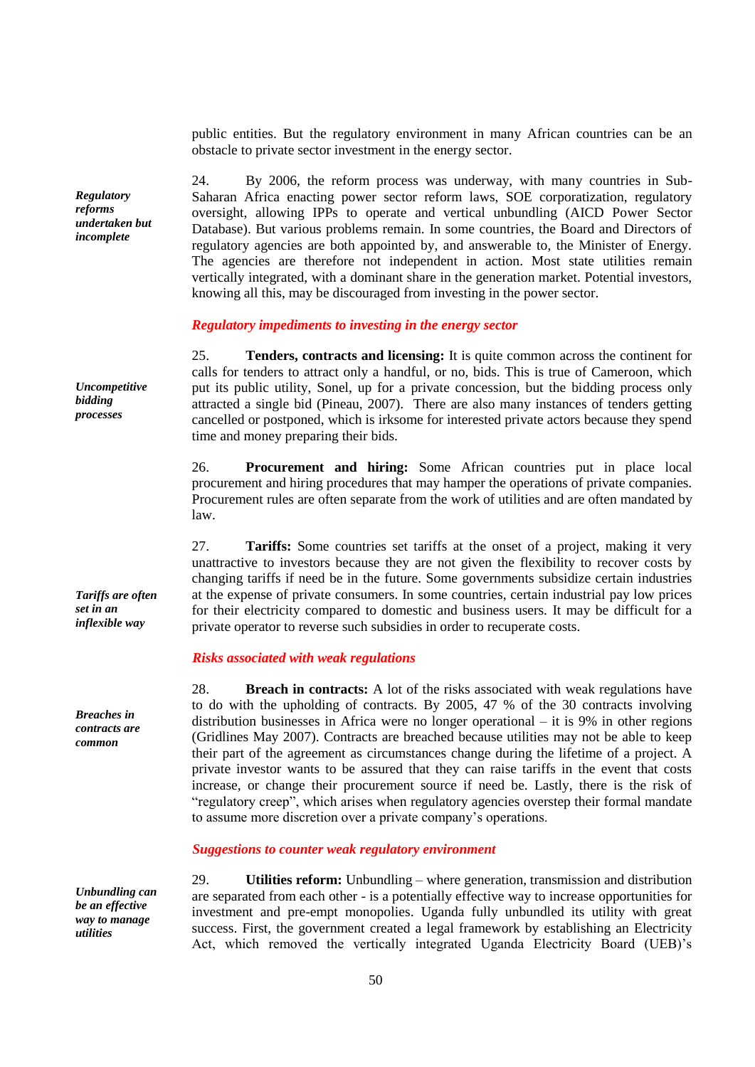public entities. But the regulatory environment in many African countries can be an obstacle to private sector investment in the energy sector.

*Regulatory reforms undertaken but incomplete*

24. By 2006, the reform process was underway, with many countries in Sub-Saharan Africa enacting power sector reform laws, SOE corporatization, regulatory oversight, allowing IPPs to operate and vertical unbundling (AICD Power Sector Database). But various problems remain. In some countries, the Board and Directors of regulatory agencies are both appointed by, and answerable to, the Minister of Energy. The agencies are therefore not independent in action. Most state utilities remain vertically integrated, with a dominant share in the generation market. Potential investors, knowing all this, may be discouraged from investing in the power sector.

### *Regulatory impediments to investing in the energy sector*

*Uncompetitive bidding processes*

25. **Tenders, contracts and licensing:** It is quite common across the continent for calls for tenders to attract only a handful, or no, bids. This is true of Cameroon, which put its public utility, Sonel, up for a private concession, but the bidding process only attracted a single bid (Pineau, 2007). There are also many instances of tenders getting cancelled or postponed, which is irksome for interested private actors because they spend time and money preparing their bids.

26. **Procurement and hiring:** Some African countries put in place local procurement and hiring procedures that may hamper the operations of private companies. Procurement rules are often separate from the work of utilities and are often mandated by law.

*Tariffs are often set in an inflexible way*

27. **Tariffs:** Some countries set tariffs at the onset of a project, making it very unattractive to investors because they are not given the flexibility to recover costs by changing tariffs if need be in the future. Some governments subsidize certain industries at the expense of private consumers. In some countries, certain industrial pay low prices for their electricity compared to domestic and business users. It may be difficult for a private operator to reverse such subsidies in order to recuperate costs.

### *Risks associated with weak regulations*

*Breaches in contracts are common*

28. **Breach in contracts:** A lot of the risks associated with weak regulations have to do with the upholding of contracts. By 2005, 47 % of the 30 contracts involving distribution businesses in Africa were no longer operational – it is 9% in other regions (Gridlines May 2007). Contracts are breached because utilities may not be able to keep their part of the agreement as circumstances change during the lifetime of a project. A private investor wants to be assured that they can raise tariffs in the event that costs increase, or change their procurement source if need be. Lastly, there is the risk of "regulatory creep", which arises when regulatory agencies overstep their formal mandate to assume more discretion over a private company's operations.

### *Suggestions to counter weak regulatory environment*

*Unbundling can be an effective way to manage utilities*

29. **Utilities reform:** Unbundling – where generation, transmission and distribution are separated from each other - is a potentially effective way to increase opportunities for investment and pre-empt monopolies. Uganda fully unbundled its utility with great success. First, the government created a legal framework by establishing an Electricity Act, which removed the vertically integrated Uganda Electricity Board (UEB)'s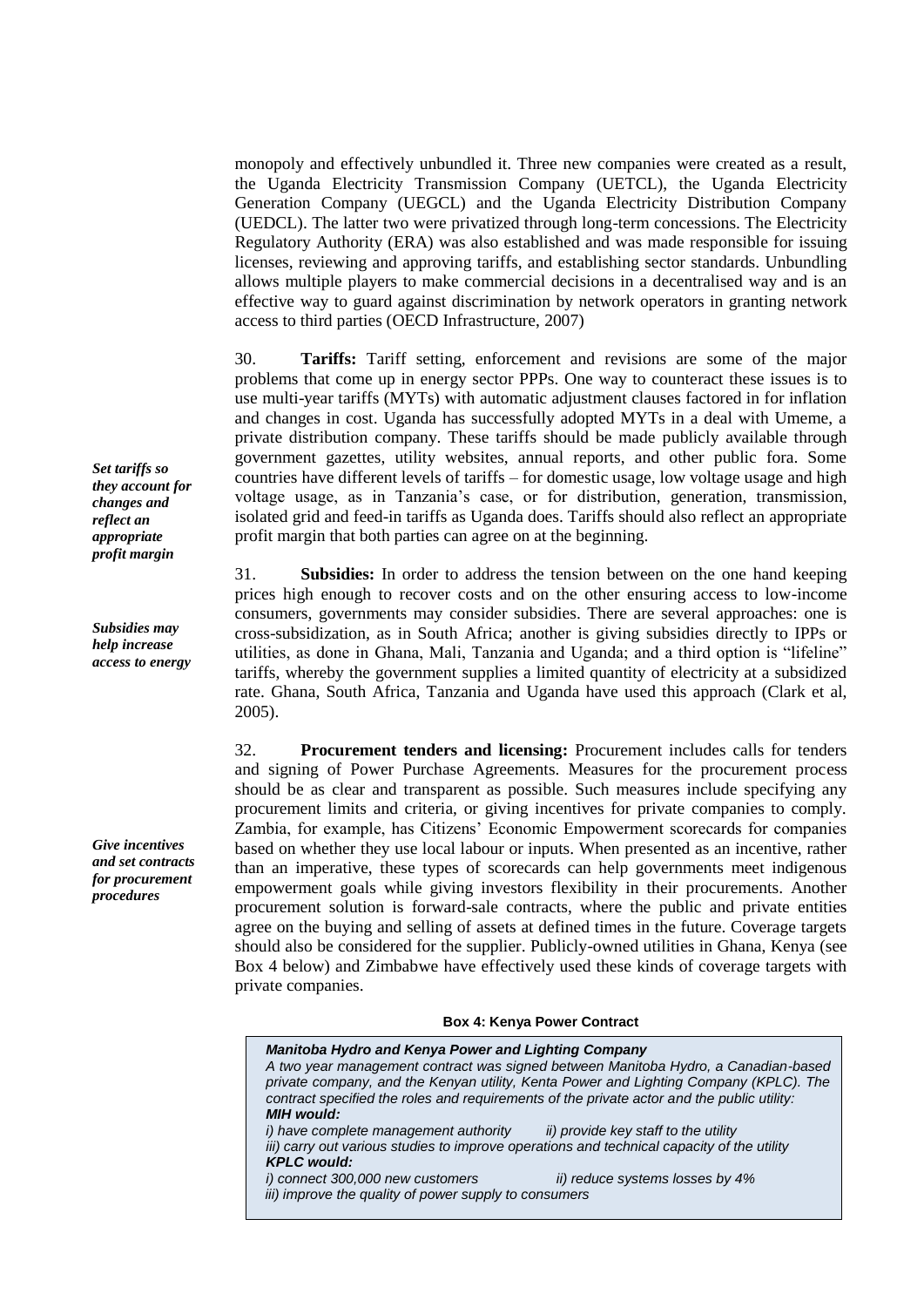monopoly and effectively unbundled it. Three new companies were created as a result, the Uganda Electricity Transmission Company (UETCL), the Uganda Electricity Generation Company (UEGCL) and the Uganda Electricity Distribution Company (UEDCL). The latter two were privatized through long-term concessions. The Electricity Regulatory Authority (ERA) was also established and was made responsible for issuing licenses, reviewing and approving tariffs, and establishing sector standards. Unbundling allows multiple players to make commercial decisions in a decentralised way and is an effective way to guard against discrimination by network operators in granting network access to third parties (OECD Infrastructure, 2007)

*Set tariffs so they account for changes and reflect an appropriate profit margin*

30. **Tariffs:** Tariff setting, enforcement and revisions are some of the major problems that come up in energy sector PPPs. One way to counteract these issues is to use multi-year tariffs (MYTs) with automatic adjustment clauses factored in for inflation and changes in cost. Uganda has successfully adopted MYTs in a deal with Umeme, a private distribution company. These tariffs should be made publicly available through government gazettes, utility websites, annual reports, and other public fora. Some countries have different levels of tariffs – for domestic usage, low voltage usage and high voltage usage, as in Tanzania's case, or for distribution, generation, transmission, isolated grid and feed-in tariffs as Uganda does. Tariffs should also reflect an appropriate profit margin that both parties can agree on at the beginning.

*Subsidies may help increase access to energy*

31. **Subsidies:** In order to address the tension between on the one hand keeping prices high enough to recover costs and on the other ensuring access to low-income consumers, governments may consider subsidies. There are several approaches: one is cross-subsidization, as in South Africa; another is giving subsidies directly to IPPs or utilities, as done in Ghana, Mali, Tanzania and Uganda; and a third option is "lifeline" tariffs, whereby the government supplies a limited quantity of electricity at a subsidized rate. Ghana, South Africa, Tanzania and Uganda have used this approach (Clark et al, 2005).

*Give incentives and set contracts for procurement procedures*

32. **Procurement tenders and licensing:** Procurement includes calls for tenders and signing of Power Purchase Agreements. Measures for the procurement process should be as clear and transparent as possible. Such measures include specifying any procurement limits and criteria, or giving incentives for private companies to comply. Zambia, for example, has Citizens' Economic Empowerment scorecards for companies based on whether they use local labour or inputs. When presented as an incentive, rather than an imperative, these types of scorecards can help governments meet indigenous empowerment goals while giving investors flexibility in their procurements. Another procurement solution is forward-sale contracts, where the public and private entities agree on the buying and selling of assets at defined times in the future. Coverage targets should also be considered for the supplier. Publicly-owned utilities in Ghana, Kenya (see Box 4 below) and Zimbabwe have effectively used these kinds of coverage targets with private companies.

**Box 4: Kenya Power Contract**

***Manitoba Hydro and Kenya Power and Lighting Company***

*A two year management contract was signed between Manitoba Hydro, a Canadian-based private company, and the Kenyan utility, Kenta Power and Lighting Company (KPLC). The contract specified the roles and requirements of the private actor and the public utility:*

***MIH would:***

*i) have complete management authority* *ii) provide key staff to the utility*

*iii) carry out various studies to improve operations and technical capacity of the utility*

***KPLC would:***

*i) connect 300,000 new customers* *ii) reduce systems losses by 4%*

*iii) improve the quality of power supply to consumers*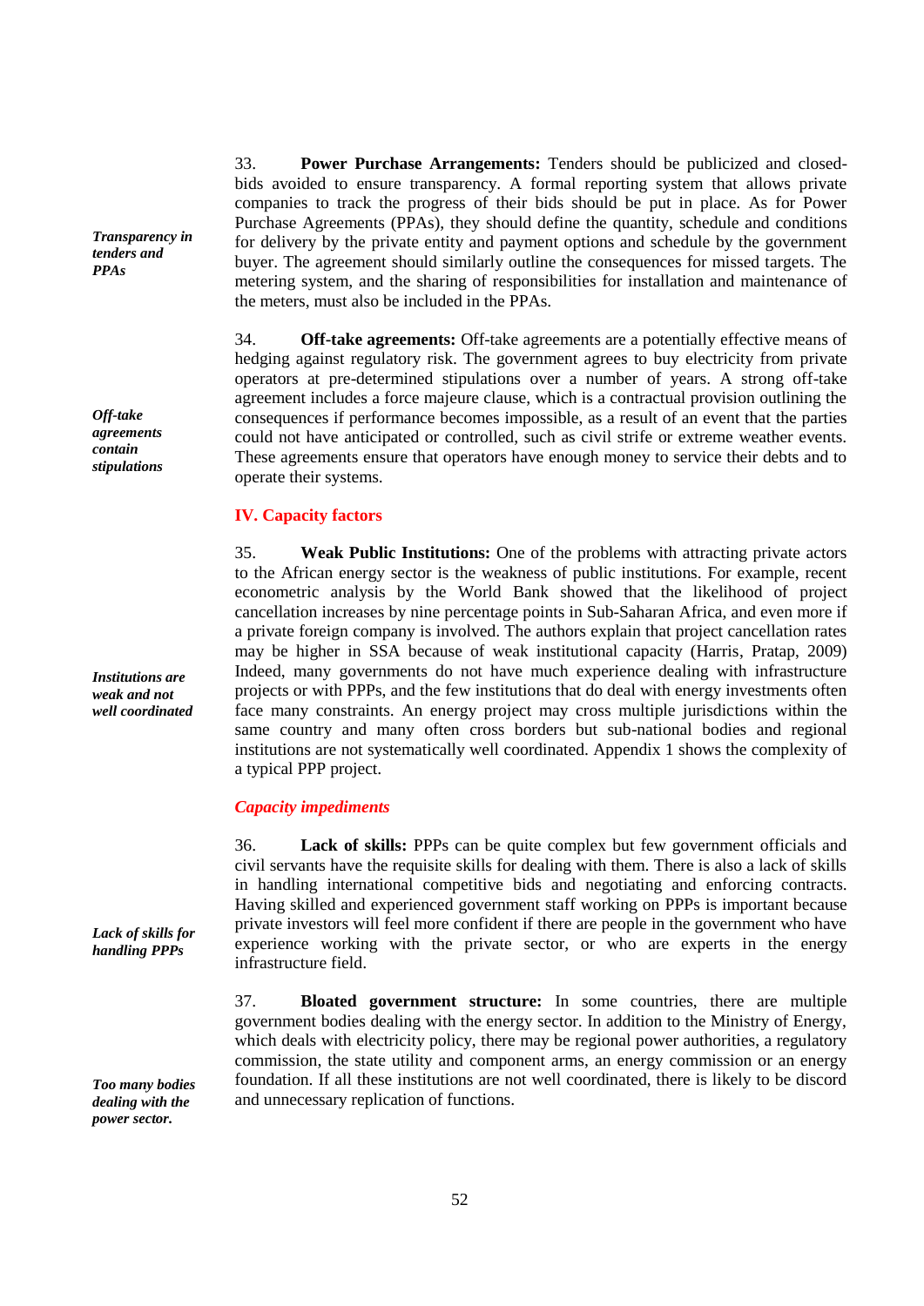*Transparency in tenders and PPAs*

33. **Power Purchase Arrangements:** Tenders should be publicized and closed-bids avoided to ensure transparency. A formal reporting system that allows private companies to track the progress of their bids should be put in place. As for Power Purchase Agreements (PPAs), they should define the quantity, schedule and conditions for delivery by the private entity and payment options and schedule by the government buyer. The agreement should similarly outline the consequences for missed targets. The metering system, and the sharing of responsibilities for installation and maintenance of the meters, must also be included in the PPAs.

*Off-take agreements contain stipulations*

34. **Off-take agreements:** Off-take agreements are a potentially effective means of hedging against regulatory risk. The government agrees to buy electricity from private operators at pre-determined stipulations over a number of years. A strong off-take agreement includes a force majeure clause, which is a contractual provision outlining the consequences if performance becomes impossible, as a result of an event that the parties could not have anticipated or controlled, such as civil strife or extreme weather events. These agreements ensure that operators have enough money to service their debts and to operate their systems.

## IV. Capacity factors

*Institutions are weak and not well coordinated*

35. **Weak Public Institutions:** One of the problems with attracting private actors to the African energy sector is the weakness of public institutions. For example, recent econometric analysis by the World Bank showed that the likelihood of project cancellation increases by nine percentage points in Sub-Saharan Africa, and even more if a private foreign company is involved. The authors explain that project cancellation rates may be higher in SSA because of weak institutional capacity (Harris, Pratap, 2009) Indeed, many governments do not have much experience dealing with infrastructure projects or with PPPs, and the few institutions that do deal with energy investments often face many constraints. An energy project may cross multiple jurisdictions within the same country and many often cross borders but sub-national bodies and regional institutions are not systematically well coordinated. Appendix 1 shows the complexity of a typical PPP project.

### *Capacity impediments*

*Lack of skills for handling PPPs*

36. **Lack of skills:** PPPs can be quite complex but few government officials and civil servants have the requisite skills for dealing with them. There is also a lack of skills in handling international competitive bids and negotiating and enforcing contracts. Having skilled and experienced government staff working on PPPs is important because private investors will feel more confident if there are people in the government who have experience working with the private sector, or who are experts in the energy infrastructure field.

*Too many bodies dealing with the power sector.*

37. **Bloated government structure:** In some countries, there are multiple government bodies dealing with the energy sector. In addition to the Ministry of Energy, which deals with electricity policy, there may be regional power authorities, a regulatory commission, the state utility and component arms, an energy commission or an energy foundation. If all these institutions are not well coordinated, there is likely to be discord and unnecessary replication of functions.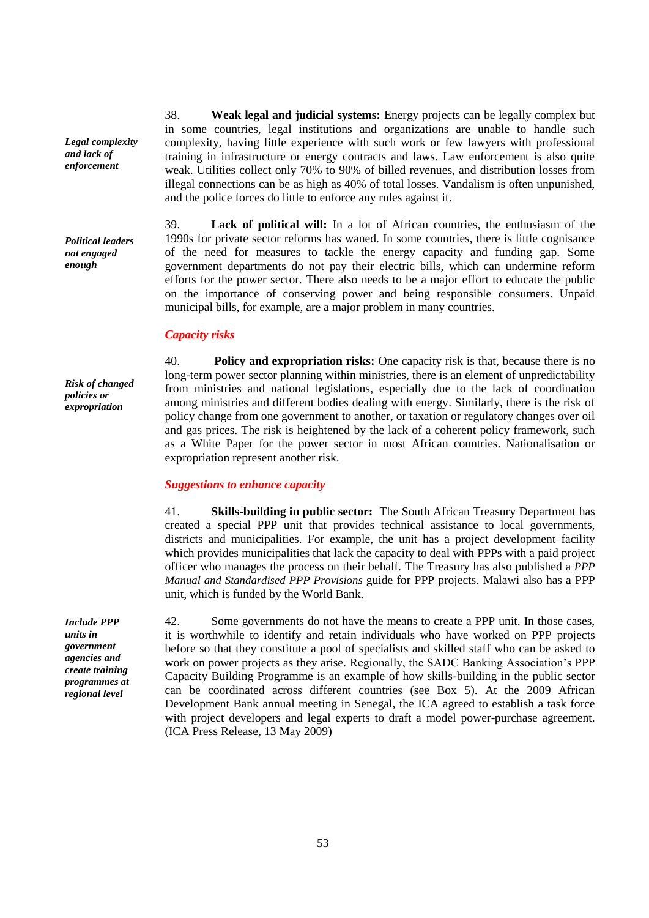*Legal complexity and lack of enforcement*

38. **Weak legal and judicial systems:** Energy projects can be legally complex but in some countries, legal institutions and organizations are unable to handle such complexity, having little experience with such work or few lawyers with professional training in infrastructure or energy contracts and laws. Law enforcement is also quite weak. Utilities collect only 70% to 90% of billed revenues, and distribution losses from illegal connections can be as high as 40% of total losses. Vandalism is often unpunished, and the police forces do little to enforce any rules against it.

*Political leaders not engaged enough*

39. **Lack of political will:** In a lot of African countries, the enthusiasm of the 1990s for private sector reforms has waned. In some countries, there is little cognisance of the need for measures to tackle the energy capacity and funding gap. Some government departments do not pay their electric bills, which can undermine reform efforts for the power sector. There also needs to be a major effort to educate the public on the importance of conserving power and being responsible consumers. Unpaid municipal bills, for example, are a major problem in many countries.

### *Capacity risks*

*Risk of changed policies or expropriation*

40. **Policy and expropriation risks:** One capacity risk is that, because there is no long-term power sector planning within ministries, there is an element of unpredictability from ministries and national legislations, especially due to the lack of coordination among ministries and different bodies dealing with energy. Similarly, there is the risk of policy change from one government to another, or taxation or regulatory changes over oil and gas prices. The risk is heightened by the lack of a coherent policy framework, such as a White Paper for the power sector in most African countries. Nationalisation or expropriation represent another risk.

### *Suggestions to enhance capacity*

41. **Skills-building in public sector:** The South African Treasury Department has created a special PPP unit that provides technical assistance to local governments, districts and municipalities. For example, the unit has a project development facility which provides municipalities that lack the capacity to deal with PPPs with a paid project officer who manages the process on their behalf. The Treasury has also published a *PPP Manual and Standardised PPP Provisions* guide for PPP projects. Malawi also has a PPP unit, which is funded by the World Bank.

*Include PPP units in government agencies and create training programmes at regional level*

42. Some governments do not have the means to create a PPP unit. In those cases, it is worthwhile to identify and retain individuals who have worked on PPP projects before so that they constitute a pool of specialists and skilled staff who can be asked to work on power projects as they arise. Regionally, the SADC Banking Association's PPP Capacity Building Programme is an example of how skills-building in the public sector can be coordinated across different countries (see Box 5). At the 2009 African Development Bank annual meeting in Senegal, the ICA agreed to establish a task force with project developers and legal experts to draft a model power-purchase agreement. (ICA Press Release, 13 May 2009)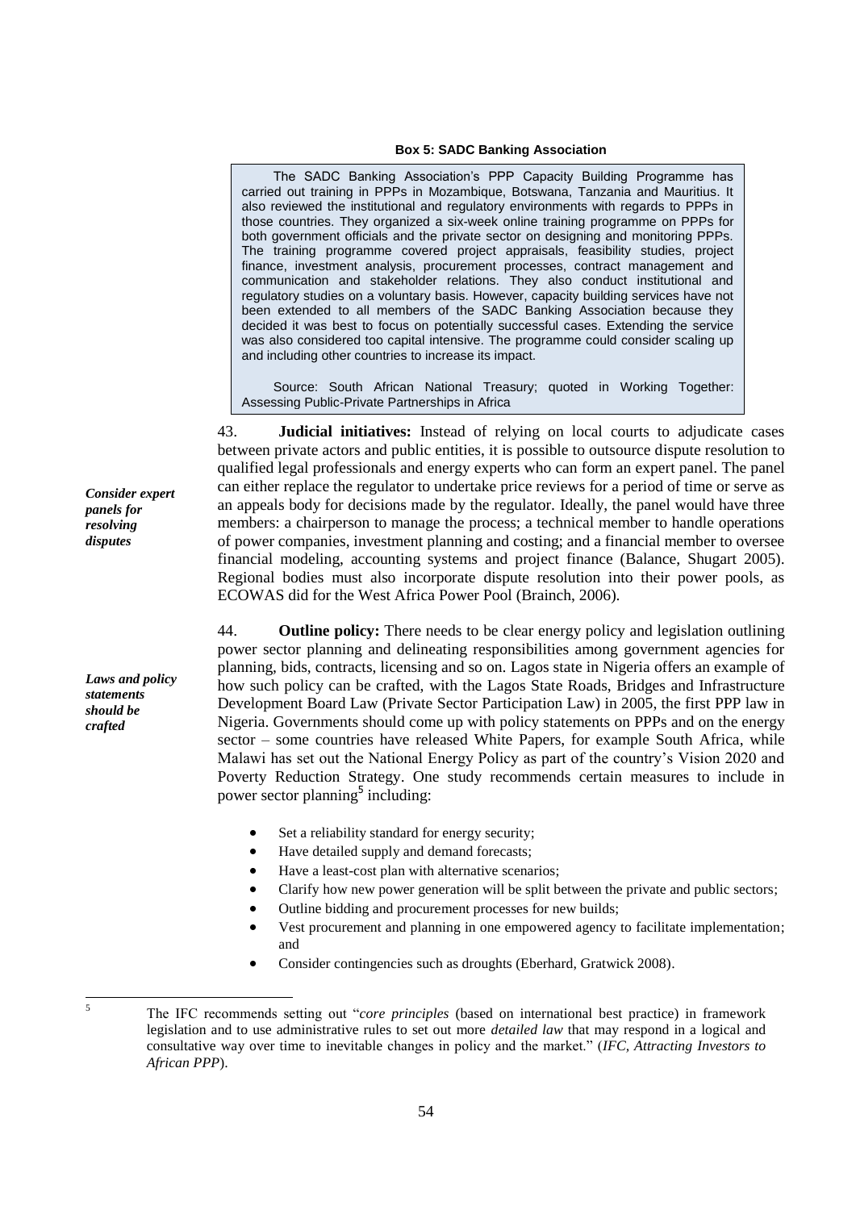**Box 5: SADC Banking Association**

> The SADC Banking Association's PPP Capacity Building Programme has carried out training in PPPs in Mozambique, Botswana, Tanzania and Mauritius. It also reviewed the institutional and regulatory environments with regards to PPPs in those countries. They organized a six-week online training programme on PPPs for both government officials and the private sector on designing and monitoring PPPs. The training programme covered project appraisals, feasibility studies, project finance, investment analysis, procurement processes, contract management and communication and stakeholder relations. They also conduct institutional and regulatory studies on a voluntary basis. However, capacity building services have not been extended to all members of the SADC Banking Association because they decided it was best to focus on potentially successful cases. Extending the service was also considered too capital intensive. The programme could consider scaling up and including other countries to increase its impact.
>
> Source: South African National Treasury; quoted in Working Together: Assessing Public-Private Partnerships in Africa

*Consider expert panels for resolving disputes*

43. **Judicial initiatives:** Instead of relying on local courts to adjudicate cases between private actors and public entities, it is possible to outsource dispute resolution to qualified legal professionals and energy experts who can form an expert panel. The panel can either replace the regulator to undertake price reviews for a period of time or serve as an appeals body for decisions made by the regulator. Ideally, the panel would have three members: a chairperson to manage the process; a technical member to handle operations of power companies, investment planning and costing; and a financial member to oversee financial modeling, accounting systems and project finance (Balance, Shugart 2005). Regional bodies must also incorporate dispute resolution into their power pools, as ECOWAS did for the West Africa Power Pool (Brainch, 2006).

*Laws and policy statements should be crafted*

44. **Outline policy:** There needs to be clear energy policy and legislation outlining power sector planning and delineating responsibilities among government agencies for planning, bids, contracts, licensing and so on. Lagos state in Nigeria offers an example of how such policy can be crafted, with the Lagos State Roads, Bridges and Infrastructure Development Board Law (Private Sector Participation Law) in 2005, the first PPP law in Nigeria. Governments should come up with policy statements on PPPs and on the energy sector – some countries have released White Papers, for example South Africa, while Malawi has set out the National Energy Policy as part of the country's Vision 2020 and Poverty Reduction Strategy. One study recommends certain measures to include in power sector planning[5] including:

- Set a reliability standard for energy security;
- Have detailed supply and demand forecasts;
- Have a least-cost plan with alternative scenarios;
- Clarify how new power generation will be split between the private and public sectors;
- Outline bidding and procurement processes for new builds;
- Vest procurement and planning in one empowered agency to facilitate implementation; and
- Consider contingencies such as droughts (Eberhard, Gratwick 2008).

---

[5] The IFC recommends setting out "*core principles* (based on international best practice) in framework legislation and to use administrative rules to set out more *detailed law* that may respond in a logical and consultative way over time to inevitable changes in policy and the market." (*IFC, Attracting Investors to African PPP*).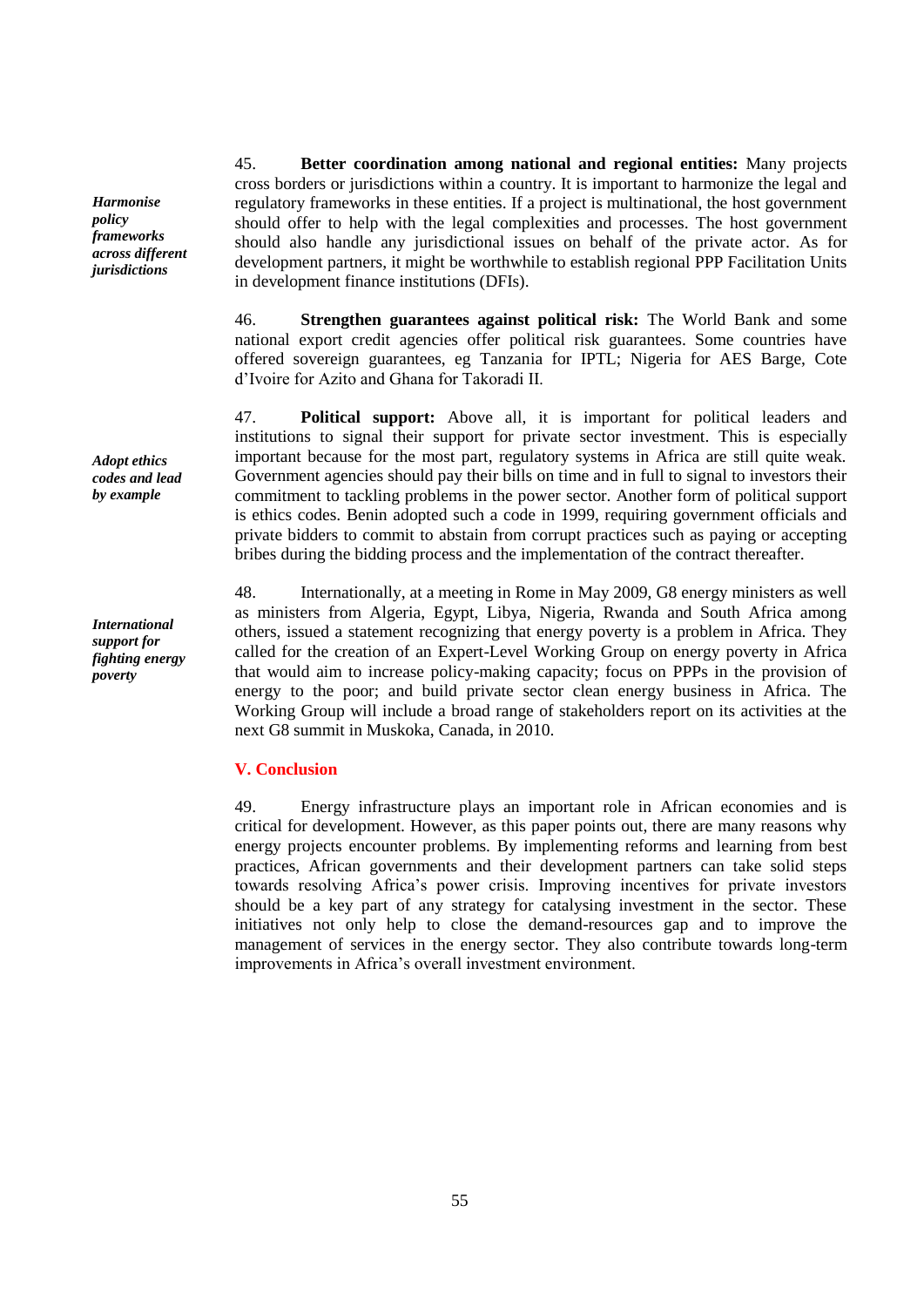*Harmonise policy frameworks across different jurisdictions*

45. **Better coordination among national and regional entities:** Many projects cross borders or jurisdictions within a country. It is important to harmonize the legal and regulatory frameworks in these entities. If a project is multinational, the host government should offer to help with the legal complexities and processes. The host government should also handle any jurisdictional issues on behalf of the private actor. As for development partners, it might be worthwhile to establish regional PPP Facilitation Units in development finance institutions (DFIs).

46. **Strengthen guarantees against political risk:** The World Bank and some national export credit agencies offer political risk guarantees. Some countries have offered sovereign guarantees, eg Tanzania for IPTL; Nigeria for AES Barge, Cote d'Ivoire for Azito and Ghana for Takoradi II.

*Adopt ethics codes and lead by example*

47. **Political support:** Above all, it is important for political leaders and institutions to signal their support for private sector investment. This is especially important because for the most part, regulatory systems in Africa are still quite weak. Government agencies should pay their bills on time and in full to signal to investors their commitment to tackling problems in the power sector. Another form of political support is ethics codes. Benin adopted such a code in 1999, requiring government officials and private bidders to commit to abstain from corrupt practices such as paying or accepting bribes during the bidding process and the implementation of the contract thereafter.

*International support for fighting energy poverty*

48. Internationally, at a meeting in Rome in May 2009, G8 energy ministers as well as ministers from Algeria, Egypt, Libya, Nigeria, Rwanda and South Africa among others, issued a statement recognizing that energy poverty is a problem in Africa. They called for the creation of an Expert-Level Working Group on energy poverty in Africa that would aim to increase policy-making capacity; focus on PPPs in the provision of energy to the poor; and build private sector clean energy business in Africa. The Working Group will include a broad range of stakeholders report on its activities at the next G8 summit in Muskoka, Canada, in 2010.

## V. Conclusion

49. Energy infrastructure plays an important role in African economies and is critical for development. However, as this paper points out, there are many reasons why energy projects encounter problems. By implementing reforms and learning from best practices, African governments and their development partners can take solid steps towards resolving Africa's power crisis. Improving incentives for private investors should be a key part of any strategy for catalysing investment in the sector. These initiatives not only help to close the demand-resources gap and to improve the management of services in the energy sector. They also contribute towards long-term improvements in Africa's overall investment environment.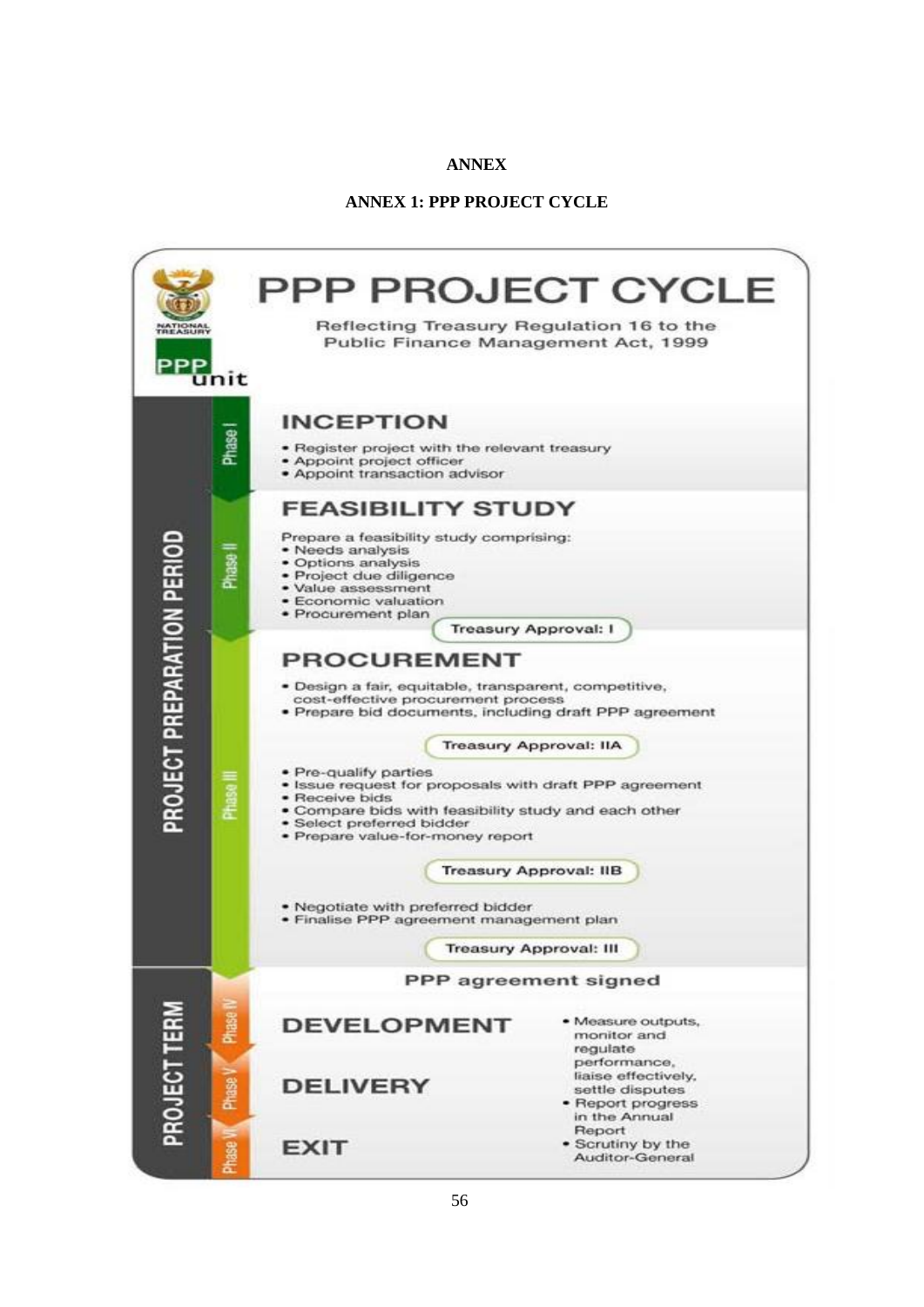**ANNEX**

**ANNEX 1: PPP PROJECT CYCLE**

# PPP PROJECT CYCLE

Reflecting Treasury Regulation 16 to the Public Finance Management Act, 1999

NATIONAL TREASURY

PPP unit

## PROJECT PREPARATION PERIOD

### Phase I — INCEPTION

- Register project with the relevant treasury
- Appoint project officer
- Appoint transaction advisor

### Phase II — FEASIBILITY STUDY

Prepare a feasibility study comprising:

- Needs analysis
- Options analysis
- Project due diligence
- Value assessment
- Economic valuation
- Procurement plan

**Treasury Approval: I**

### Phase III — PROCUREMENT

- Design a fair, equitable, transparent, competitive, cost-effective procurement process
- Prepare bid documents, including draft PPP agreement

**Treasury Approval: IIA**

- Pre-qualify parties
- Issue request for proposals with draft PPP agreement
- Receive bids
- Compare bids with feasibility study and each other
- Select preferred bidder
- Prepare value-for-money report

**Treasury Approval: IIB**

- Negotiate with preferred bidder
- Finalise PPP agreement management plan

**Treasury Approval: III**

**PPP agreement signed**

## PROJECT TERM

### Phase IV — DEVELOPMENT

### Phase V — DELIVERY

### Phase VI — EXIT

- Measure outputs, monitor and regulate performance, liaise effectively, settle disputes
- Report progress in the Annual Report
- Scrutiny by the Auditor-General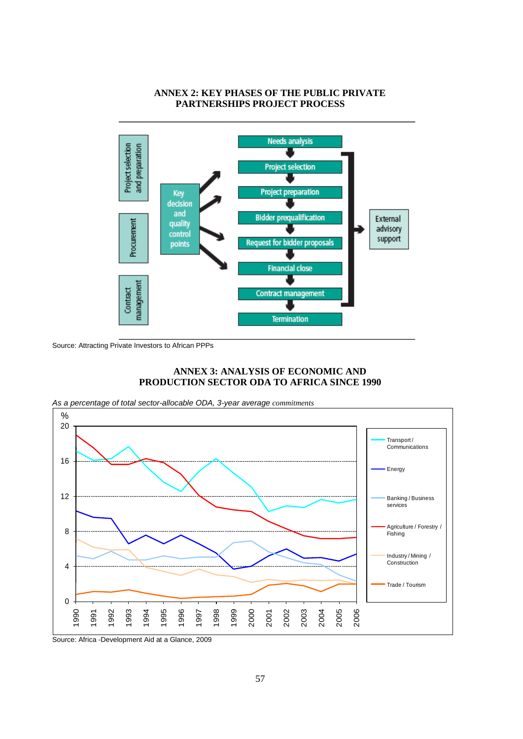## ANNEX 2: KEY PHASES OF THE PUBLIC PRIVATE PARTNERSHIPS PROJECT PROCESS

Project selection and preparation

Procurement

Contract management

Key decision and quality control points

Needs analysis

Project selection

Project preparation

Bidder prequalification

Request for bidder proposals

Financial close

Contract management

Termination

External advisory support

Source: Attracting Private Investors to African PPPs

## ANNEX 3: ANALYSIS OF ECONOMIC AND PRODUCTION SECTOR ODA TO AFRICA SINCE 1990

*As a percentage of total sector-allocable ODA, 3-year average* *commitments*

Legend: Transport / Communications; Energy; Banking / Business services; Agriculture / Forestry / Fishing; Industry / Mining / Construction; Trade / Tourism

Source: Africa -Development Aid at a Glance, 2009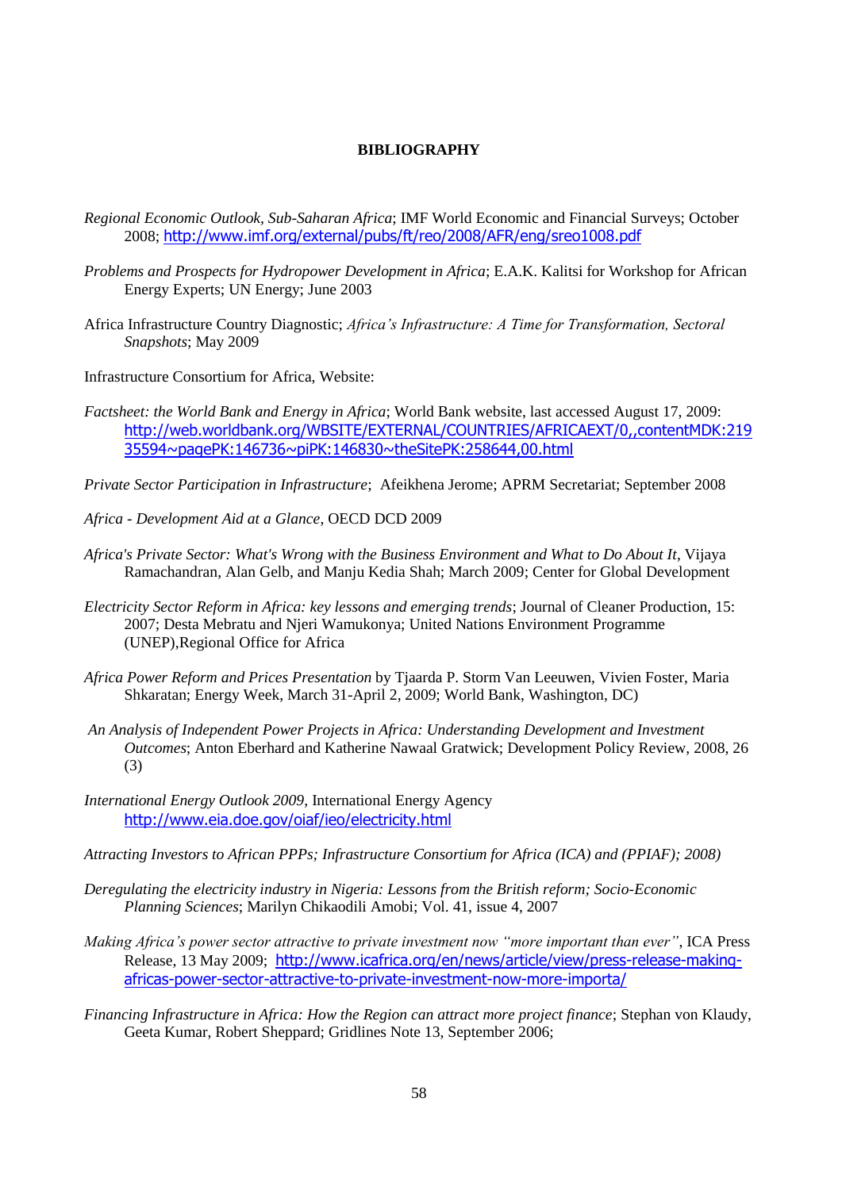**BIBLIOGRAPHY**

*Regional Economic Outlook, Sub-Saharan Africa*; IMF World Economic and Financial Surveys; October 2008; http://www.imf.org/external/pubs/ft/reo/2008/AFR/eng/sreo1008.pdf

*Problems and Prospects for Hydropower Development in Africa*; E.A.K. Kalitsi for Workshop for African Energy Experts; UN Energy; June 2003

Africa Infrastructure Country Diagnostic; *Africa's Infrastructure: A Time for Transformation, Sectoral Snapshots*; May 2009

Infrastructure Consortium for Africa, Website:

*Factsheet: the World Bank and Energy in Africa*; World Bank website, last accessed August 17, 2009: http://web.worldbank.org/WBSITE/EXTERNAL/COUNTRIES/AFRICAEXT/0,,contentMDK:21935594~pagePK:146736~piPK:146830~theSitePK:258644,00.html

*Private Sector Participation in Infrastructure*; Afeikhena Jerome; APRM Secretariat; September 2008

*Africa - Development Aid at a Glance*, OECD DCD 2009

*Africa's Private Sector: What's Wrong with the Business Environment and What to Do About It*, Vijaya Ramachandran, Alan Gelb, and Manju Kedia Shah; March 2009; Center for Global Development

*Electricity Sector Reform in Africa: key lessons and emerging trends*; Journal of Cleaner Production, 15: 2007; Desta Mebratu and Njeri Wamukonya; United Nations Environment Programme (UNEP),Regional Office for Africa

*Africa Power Reform and Prices Presentation* by Tjaarda P. Storm Van Leeuwen, Vivien Foster, Maria Shkaratan; Energy Week, March 31-April 2, 2009; World Bank, Washington, DC)

*An Analysis of Independent Power Projects in Africa: Understanding Development and Investment Outcomes*; Anton Eberhard and Katherine Nawaal Gratwick; Development Policy Review, 2008, 26 (3)

*International Energy Outlook 2009*, International Energy Agency http://www.eia.doe.gov/oiaf/ieo/electricity.html

*Attracting Investors to African PPPs; Infrastructure Consortium for Africa (ICA) and (PPIAF); 2008)*

*Deregulating the electricity industry in Nigeria: Lessons from the British reform; Socio-Economic Planning Sciences*; Marilyn Chikaodili Amobi; Vol. 41, issue 4, 2007

*Making Africa's power sector attractive to private investment now "more important than ever"*, ICA Press Release, 13 May 2009; http://www.icafrica.org/en/news/article/view/press-release-making-africas-power-sector-attractive-to-private-investment-now-more-importa/

*Financing Infrastructure in Africa: How the Region can attract more project finance*; Stephan von Klaudy, Geeta Kumar, Robert Sheppard; Gridlines Note 13, September 2006;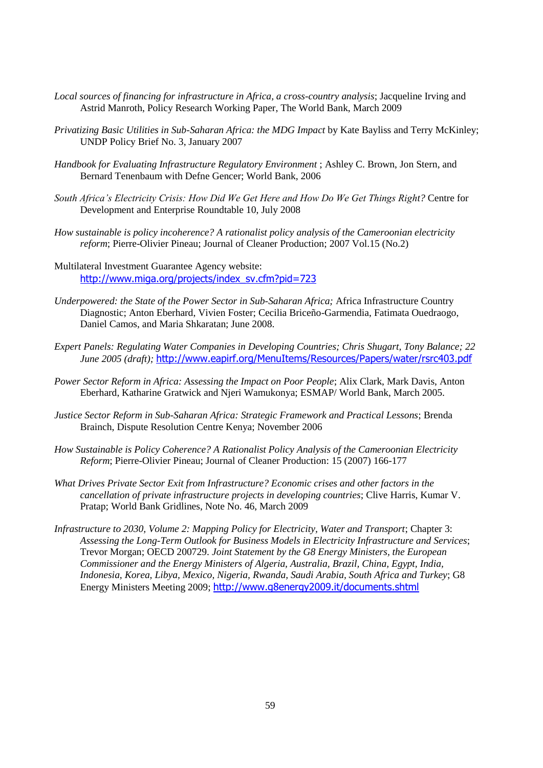*Local sources of financing for infrastructure in Africa, a cross-country analysis*; Jacqueline Irving and Astrid Manroth, Policy Research Working Paper, The World Bank, March 2009

*Privatizing Basic Utilities in Sub-Saharan Africa: the MDG Impact* by Kate Bayliss and Terry McKinley; UNDP Policy Brief No. 3, January 2007

*Handbook for Evaluating Infrastructure Regulatory Environment* ; Ashley C. Brown, Jon Stern, and Bernard Tenenbaum with Defne Gencer; World Bank, 2006

*South Africa's Electricity Crisis: How Did We Get Here and How Do We Get Things Right?* Centre for Development and Enterprise Roundtable 10, July 2008

*How sustainable is policy incoherence? A rationalist policy analysis of the Cameroonian electricity reform*; Pierre-Olivier Pineau; Journal of Cleaner Production; 2007 Vol.15 (No.2)

Multilateral Investment Guarantee Agency website: http://www.miga.org/projects/index_sv.cfm?pid=723

*Underpowered: the State of the Power Sector in Sub-Saharan Africa;* Africa Infrastructure Country Diagnostic; Anton Eberhard, Vivien Foster; Cecilia Briceño-Garmendia, Fatimata Ouedraogo, Daniel Camos, and Maria Shkaratan; June 2008.

*Expert Panels: Regulating Water Companies in Developing Countries; Chris Shugart, Tony Balance; 22 June 2005 (draft);* http://www.eapirf.org/MenuItems/Resources/Papers/water/rsrc403.pdf

*Power Sector Reform in Africa: Assessing the Impact on Poor People*; Alix Clark, Mark Davis, Anton Eberhard, Katharine Gratwick and Njeri Wamukonya; ESMAP/ World Bank, March 2005.

*Justice Sector Reform in Sub-Saharan Africa: Strategic Framework and Practical Lessons*; Brenda Brainch, Dispute Resolution Centre Kenya; November 2006

*How Sustainable is Policy Coherence? A Rationalist Policy Analysis of the Cameroonian Electricity Reform*; Pierre-Olivier Pineau; Journal of Cleaner Production: 15 (2007) 166-177

*What Drives Private Sector Exit from Infrastructure? Economic crises and other factors in the cancellation of private infrastructure projects in developing countries*; Clive Harris, Kumar V. Pratap; World Bank Gridlines, Note No. 46, March 2009

*Infrastructure to 2030, Volume 2: Mapping Policy for Electricity, Water and Transport*; Chapter 3: *Assessing the Long-Term Outlook for Business Models in Electricity Infrastructure and Services*; Trevor Morgan; OECD 200729. *Joint Statement by the G8 Energy Ministers, the European Commissioner and the Energy Ministers of Algeria, Australia, Brazil, China, Egypt, India, Indonesia, Korea, Libya, Mexico, Nigeria, Rwanda, Saudi Arabia, South Africa and Turkey*; G8 Energy Ministers Meeting 2009; http://www.g8energy2009.it/documents.shtml